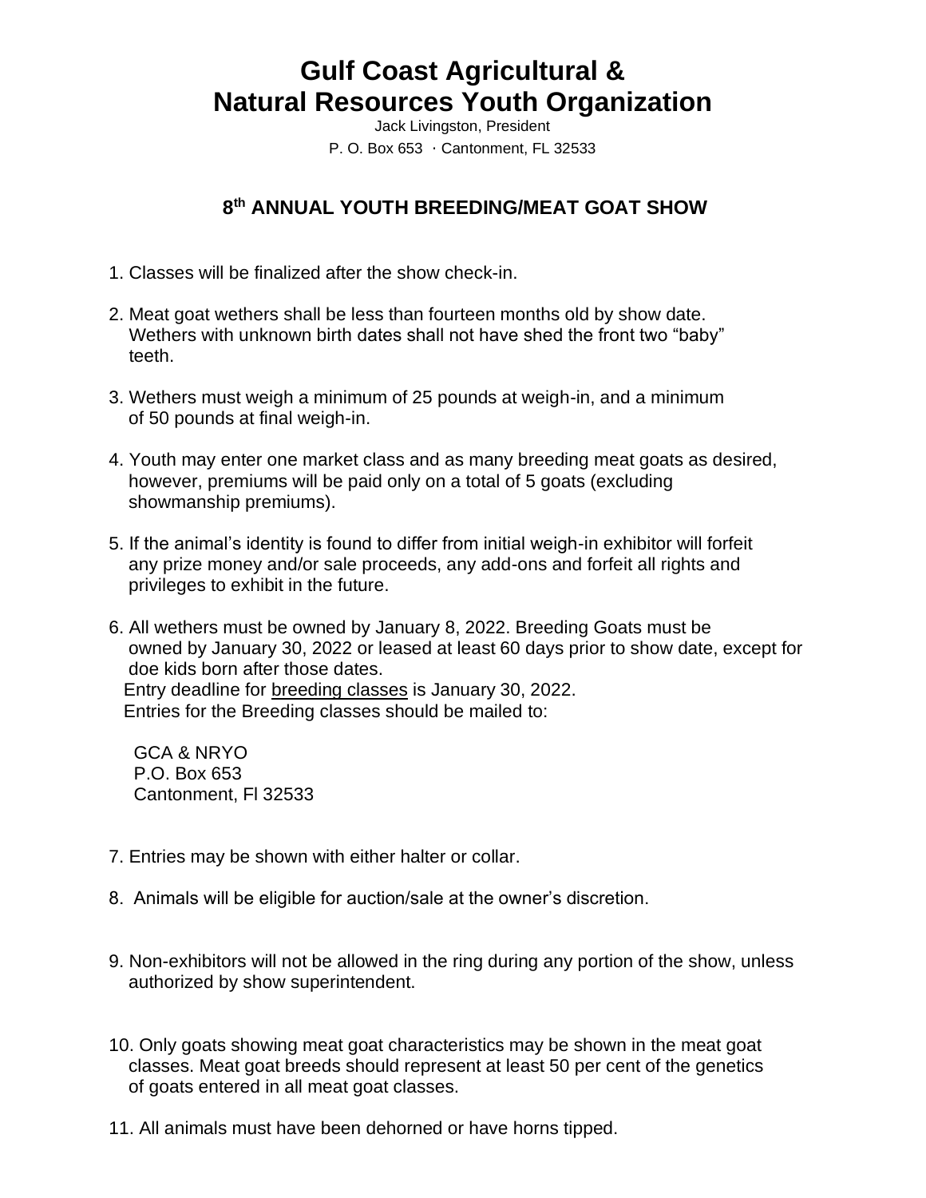# Gulf Coast Agricultural & Natural Resources Youth Organization

Jack Livingston, President

P. O. Box 653 · Cantonment, FL 32533

## 8th ANNUAL YOUTH BREEDING/MEAT GOAT SHOW

1. Classes will be finalized after the show check-in.

2. Meat goat wethers shall be less than fourteen months old by show date. Wethers with unknown birth dates shall not have shed the front two "baby" teeth.

3. Wethers must weigh a minimum of 25 pounds at weigh-in, and a minimum of 50 pounds at final weigh-in.

4. Youth may enter one market class and as many breeding meat goats as desired, however, premiums will be paid only on a total of 5 goats (excluding showmanship premiums).

5. If the animal's identity is found to differ from initial weigh-in exhibitor will forfeit any prize money and/or sale proceeds, any add-ons and forfeit all rights and privileges to exhibit in the future.

6. All wethers must be owned by January 8, 2022. Breeding Goats must be owned by January 30, 2022 or leased at least 60 days prior to show date, except for doe kids born after those dates.
   Entry deadline for breeding classes is January 30, 2022.
   Entries for the Breeding classes should be mailed to:

   GCA & NRYO
   P.O. Box 653
   Cantonment, Fl 32533

7. Entries may be shown with either halter or collar.

8. Animals will be eligible for auction/sale at the owner's discretion.

9. Non-exhibitors will not be allowed in the ring during any portion of the show, unless authorized by show superintendent.

10. Only goats showing meat goat characteristics may be shown in the meat goat classes. Meat goat breeds should represent at least 50 per cent of the genetics of goats entered in all meat goat classes.

11. All animals must have been dehorned or have horns tipped.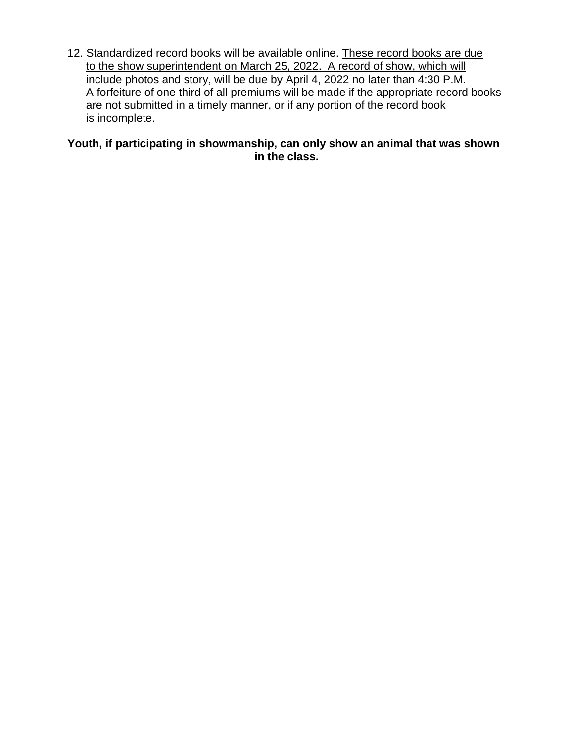12. Standardized record books will be available online. These record books are due to the show superintendent on March 25, 2022. A record of show, which will include photos and story, will be due by April 4, 2022 no later than 4:30 P.M. A forfeiture of one third of all premiums will be made if the appropriate record books are not submitted in a timely manner, or if any portion of the record book is incomplete.

**Youth, if participating in showmanship, can only show an animal that was shown in the class.**